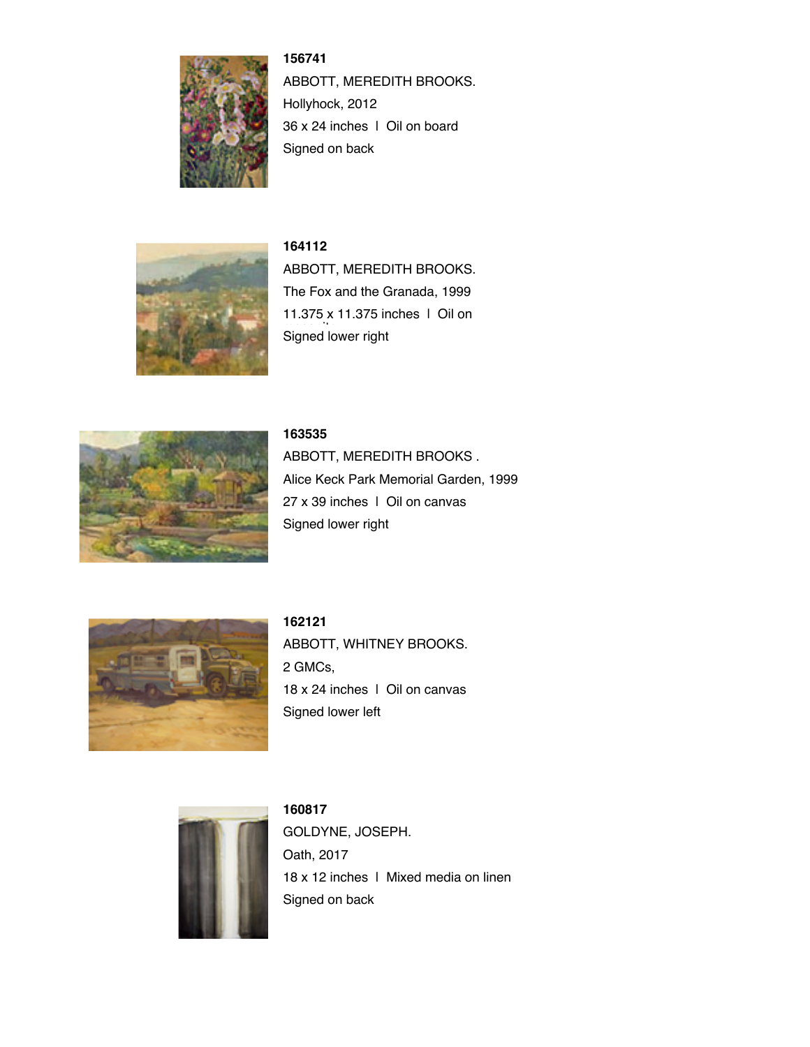**156741**
ABBOTT, MEREDITH BROOKS.
Hollyhock, 2012
36 x 24 inches | Oil on board
Signed on back

**164112**
ABBOTT, MEREDITH BROOKS.
The Fox and the Granada, 1999
11.375 x 11.375 inches | Oil on
Signed lower right

**163535**
ABBOTT, MEREDITH BROOKS .
Alice Keck Park Memorial Garden, 1999
27 x 39 inches | Oil on canvas
Signed lower right

**162121**
ABBOTT, WHITNEY BROOKS.
2 GMCs,
18 x 24 inches | Oil on canvas
Signed lower left

**160817**
GOLDYNE, JOSEPH.
Oath, 2017
18 x 12 inches | Mixed media on linen
Signed on back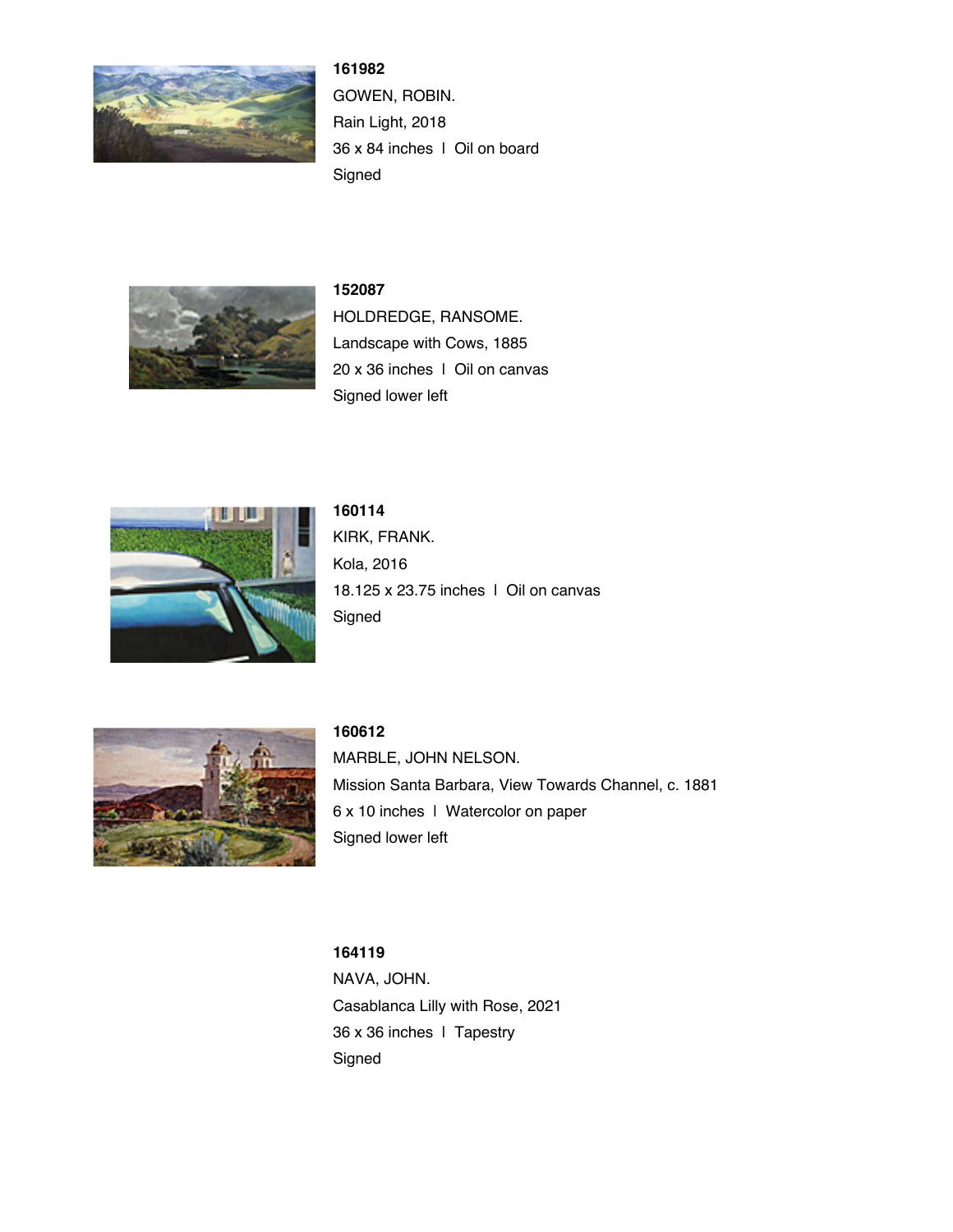**161982**

GOWEN, ROBIN.

Rain Light, 2018

36 x 84 inches l Oil on board

Signed

**152087**

HOLDREDGE, RANSOME.

Landscape with Cows, 1885

20 x 36 inches l Oil on canvas

Signed lower left

**160114**

KIRK, FRANK.

Kola, 2016

18.125 x 23.75 inches l Oil on canvas

Signed

**160612**

MARBLE, JOHN NELSON.

Mission Santa Barbara, View Towards Channel, c. 1881

6 x 10 inches l Watercolor on paper

Signed lower left

**164119**

NAVA, JOHN.

Casablanca Lilly with Rose, 2021

36 x 36 inches l Tapestry

Signed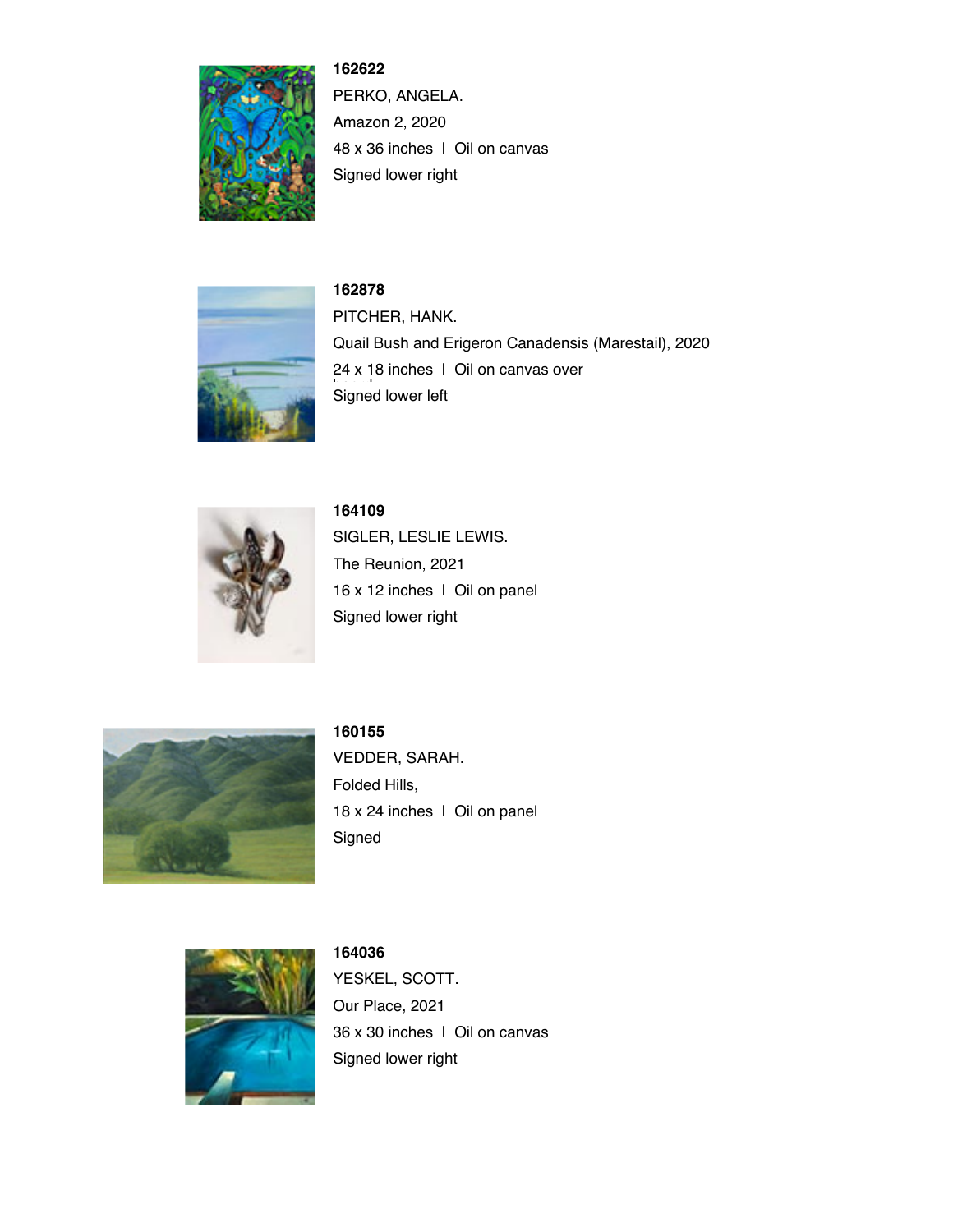**162622**

PERKO, ANGELA.

Amazon 2, 2020

48 x 36 inches l Oil on canvas

Signed lower right

**162878**

PITCHER, HANK.

Quail Bush and Erigeron Canadensis (Marestail), 2020

24 x 18 inches l Oil on canvas over

Signed lower left

**164109**

SIGLER, LESLIE LEWIS.

The Reunion, 2021

16 x 12 inches l Oil on panel

Signed lower right

**160155**

VEDDER, SARAH.

Folded Hills,

18 x 24 inches l Oil on panel

Signed

**164036**

YESKEL, SCOTT.

Our Place, 2021

36 x 30 inches l Oil on canvas

Signed lower right